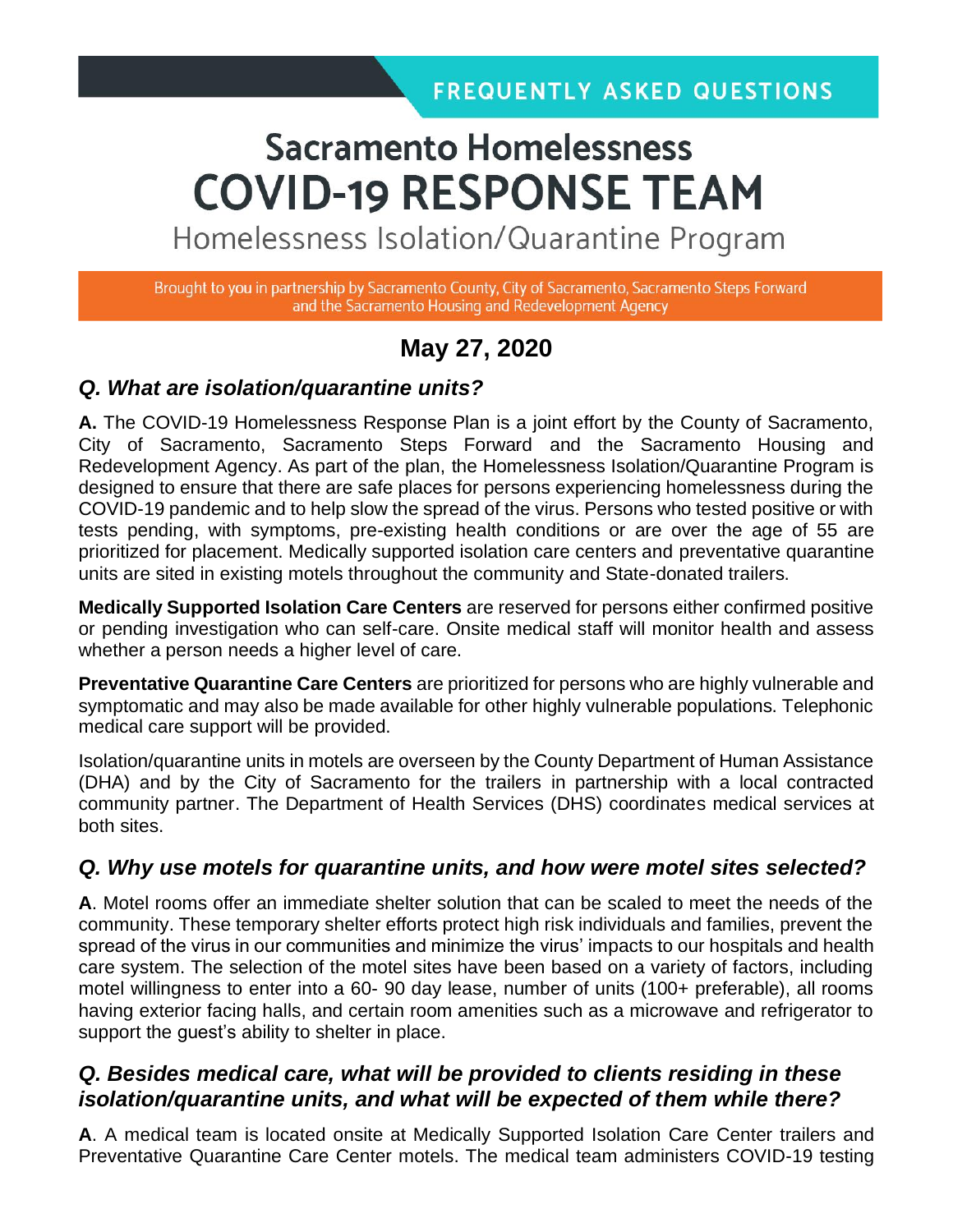FREQUENTLY ASKED QUESTIONS

# Sacramento Homelessness COVID-19 RESPONSE TEAM

## Homelessness Isolation/Quarantine Program

Brought to you in partnership by Sacramento County, City of Sacramento, Sacramento Steps Forward and the Sacramento Housing and Redevelopment Agency

## May 27, 2020

### *Q. What are isolation/quarantine units?*

**A.** The COVID-19 Homelessness Response Plan is a joint effort by the County of Sacramento, City of Sacramento, Sacramento Steps Forward and the Sacramento Housing and Redevelopment Agency. As part of the plan, the Homelessness Isolation/Quarantine Program is designed to ensure that there are safe places for persons experiencing homelessness during the COVID-19 pandemic and to help slow the spread of the virus. Persons who tested positive or with tests pending, with symptoms, pre-existing health conditions or are over the age of 55 are prioritized for placement. Medically supported isolation care centers and preventative quarantine units are sited in existing motels throughout the community and State-donated trailers.

**Medically Supported Isolation Care Centers** are reserved for persons either confirmed positive or pending investigation who can self-care. Onsite medical staff will monitor health and assess whether a person needs a higher level of care.

**Preventative Quarantine Care Centers** are prioritized for persons who are highly vulnerable and symptomatic and may also be made available for other highly vulnerable populations. Telephonic medical care support will be provided.

Isolation/quarantine units in motels are overseen by the County Department of Human Assistance (DHA) and by the City of Sacramento for the trailers in partnership with a local contracted community partner. The Department of Health Services (DHS) coordinates medical services at both sites.

### *Q. Why use motels for quarantine units, and how were motel sites selected?*

**A**. Motel rooms offer an immediate shelter solution that can be scaled to meet the needs of the community. These temporary shelter efforts protect high risk individuals and families, prevent the spread of the virus in our communities and minimize the virus' impacts to our hospitals and health care system. The selection of the motel sites have been based on a variety of factors, including motel willingness to enter into a 60- 90 day lease, number of units (100+ preferable), all rooms having exterior facing halls, and certain room amenities such as a microwave and refrigerator to support the guest's ability to shelter in place.

### *Q. Besides medical care, what will be provided to clients residing in these isolation/quarantine units, and what will be expected of them while there?*

**A**. A medical team is located onsite at Medically Supported Isolation Care Center trailers and Preventative Quarantine Care Center motels. The medical team administers COVID-19 testing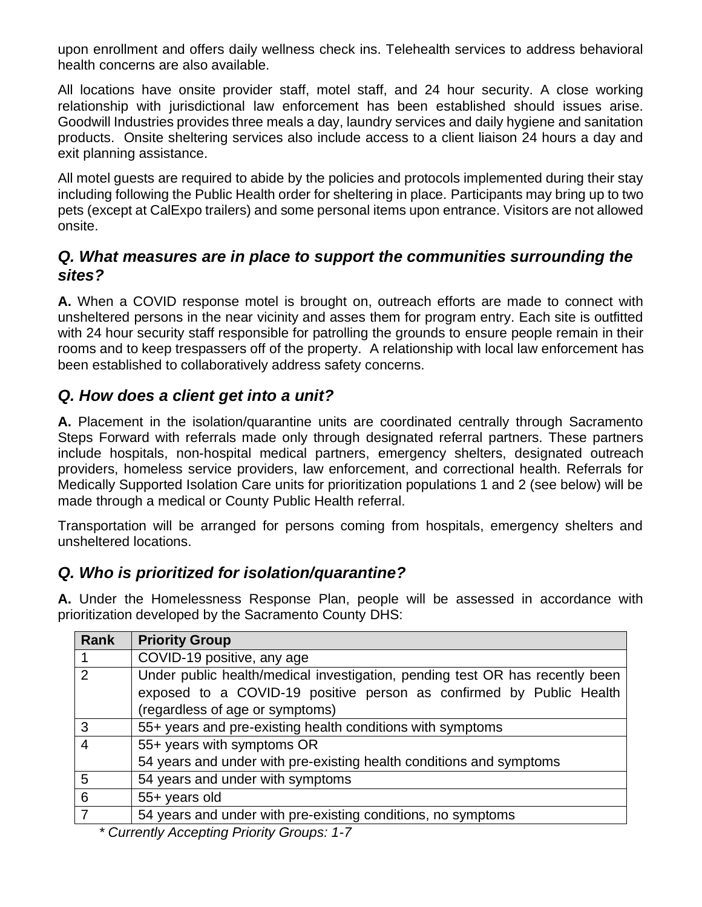upon enrollment and offers daily wellness check ins. Telehealth services to address behavioral health concerns are also available.

All locations have onsite provider staff, motel staff, and 24 hour security. A close working relationship with jurisdictional law enforcement has been established should issues arise. Goodwill Industries provides three meals a day, laundry services and daily hygiene and sanitation products. Onsite sheltering services also include access to a client liaison 24 hours a day and exit planning assistance.

All motel guests are required to abide by the policies and protocols implemented during their stay including following the Public Health order for sheltering in place. Participants may bring up to two pets (except at CalExpo trailers) and some personal items upon entrance. Visitors are not allowed onsite.

## *Q. What measures are in place to support the communities surrounding the sites?*

**A.** When a COVID response motel is brought on, outreach efforts are made to connect with unsheltered persons in the near vicinity and asses them for program entry. Each site is outfitted with 24 hour security staff responsible for patrolling the grounds to ensure people remain in their rooms and to keep trespassers off of the property. A relationship with local law enforcement has been established to collaboratively address safety concerns.

## *Q. How does a client get into a unit?*

**A.** Placement in the isolation/quarantine units are coordinated centrally through Sacramento Steps Forward with referrals made only through designated referral partners. These partners include hospitals, non-hospital medical partners, emergency shelters, designated outreach providers, homeless service providers, law enforcement, and correctional health. Referrals for Medically Supported Isolation Care units for prioritization populations 1 and 2 (see below) will be made through a medical or County Public Health referral.

Transportation will be arranged for persons coming from hospitals, emergency shelters and unsheltered locations.

## *Q. Who is prioritized for isolation/quarantine?*

**A.** Under the Homelessness Response Plan, people will be assessed in accordance with prioritization developed by the Sacramento County DHS:

| Rank | Priority Group |
|---|---|
| 1 | COVID-19 positive, any age |
| 2 | Under public health/medical investigation, pending test OR has recently been exposed to a COVID-19 positive person as confirmed by Public Health (regardless of age or symptoms) |
| 3 | 55+ years and pre-existing health conditions with symptoms |
| 4 | 55+ years with symptoms OR<br>54 years and under with pre-existing health conditions and symptoms |
| 5 | 54 years and under with symptoms |
| 6 | 55+ years old |
| 7 | 54 years and under with pre-existing conditions, no symptoms |

*\* Currently Accepting Priority Groups: 1-7*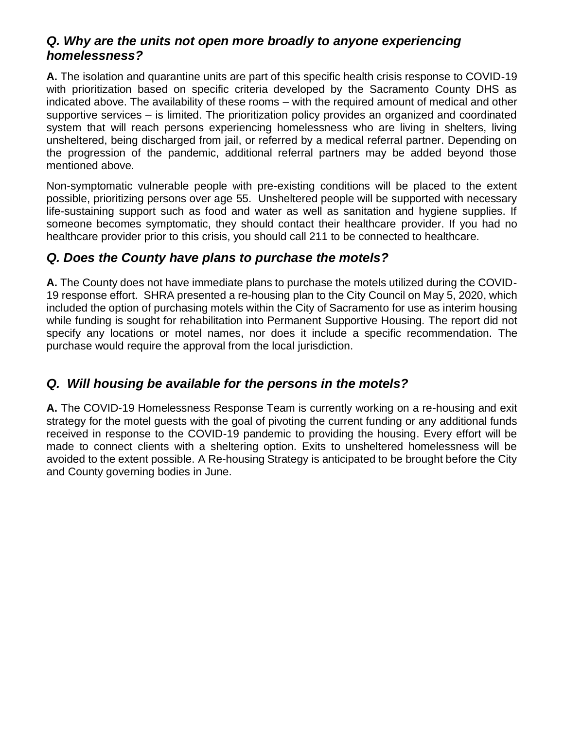### *Q. Why are the units not open more broadly to anyone experiencing homelessness?*

**A.** The isolation and quarantine units are part of this specific health crisis response to COVID-19 with prioritization based on specific criteria developed by the Sacramento County DHS as indicated above. The availability of these rooms – with the required amount of medical and other supportive services – is limited. The prioritization policy provides an organized and coordinated system that will reach persons experiencing homelessness who are living in shelters, living unsheltered, being discharged from jail, or referred by a medical referral partner. Depending on the progression of the pandemic, additional referral partners may be added beyond those mentioned above.

Non-symptomatic vulnerable people with pre-existing conditions will be placed to the extent possible, prioritizing persons over age 55. Unsheltered people will be supported with necessary life-sustaining support such as food and water as well as sanitation and hygiene supplies. If someone becomes symptomatic, they should contact their healthcare provider. If you had no healthcare provider prior to this crisis, you should call 211 to be connected to healthcare.

### *Q. Does the County have plans to purchase the motels?*

**A.** The County does not have immediate plans to purchase the motels utilized during the COVID-19 response effort. SHRA presented a re-housing plan to the City Council on May 5, 2020, which included the option of purchasing motels within the City of Sacramento for use as interim housing while funding is sought for rehabilitation into Permanent Supportive Housing. The report did not specify any locations or motel names, nor does it include a specific recommendation. The purchase would require the approval from the local jurisdiction.

### *Q. Will housing be available for the persons in the motels?*

**A.** The COVID-19 Homelessness Response Team is currently working on a re-housing and exit strategy for the motel guests with the goal of pivoting the current funding or any additional funds received in response to the COVID-19 pandemic to providing the housing. Every effort will be made to connect clients with a sheltering option. Exits to unsheltered homelessness will be avoided to the extent possible. A Re-housing Strategy is anticipated to be brought before the City and County governing bodies in June.